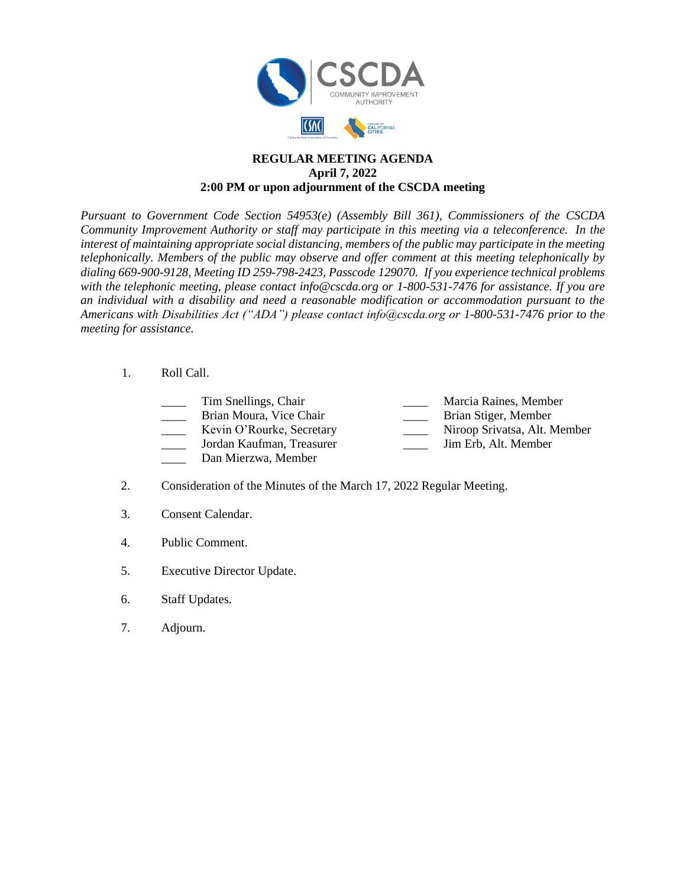CSCDA
COMMUNITY IMPROVEMENT AUTHORITY

**REGULAR MEETING AGENDA**
**April 7, 2022**
**2:00 PM or upon adjournment of the CSCDA meeting**

*Pursuant to Government Code Section 54953(e) (Assembly Bill 361), Commissioners of the CSCDA Community Improvement Authority or staff may participate in this meeting via a teleconference. In the interest of maintaining appropriate social distancing, members of the public may participate in the meeting telephonically. Members of the public may observe and offer comment at this meeting telephonically by dialing 669-900-9128, Meeting ID 259-798-2423, Passcode 129070. If you experience technical problems with the telephonic meeting, please contact info@cscda.org or 1-800-531-7476 for assistance. If you are an individual with a disability and need a reasonable modification or accommodation pursuant to the Americans with Disabilities Act ("ADA") please contact info@cscda.org or 1-800-531-7476 prior to the meeting for assistance.*

1. Roll Call.

   ____ Tim Snellings, Chair
   ____ Brian Moura, Vice Chair
   ____ Kevin O'Rourke, Secretary
   ____ Jordan Kaufman, Treasurer
   ____ Dan Mierzwa, Member
   ____ Marcia Raines, Member
   ____ Brian Stiger, Member
   ____ Niroop Srivatsa, Alt. Member
   ____ Jim Erb, Alt. Member

2. Consideration of the Minutes of the March 17, 2022 Regular Meeting.

3. Consent Calendar.

4. Public Comment.

5. Executive Director Update.

6. Staff Updates.

7. Adjourn.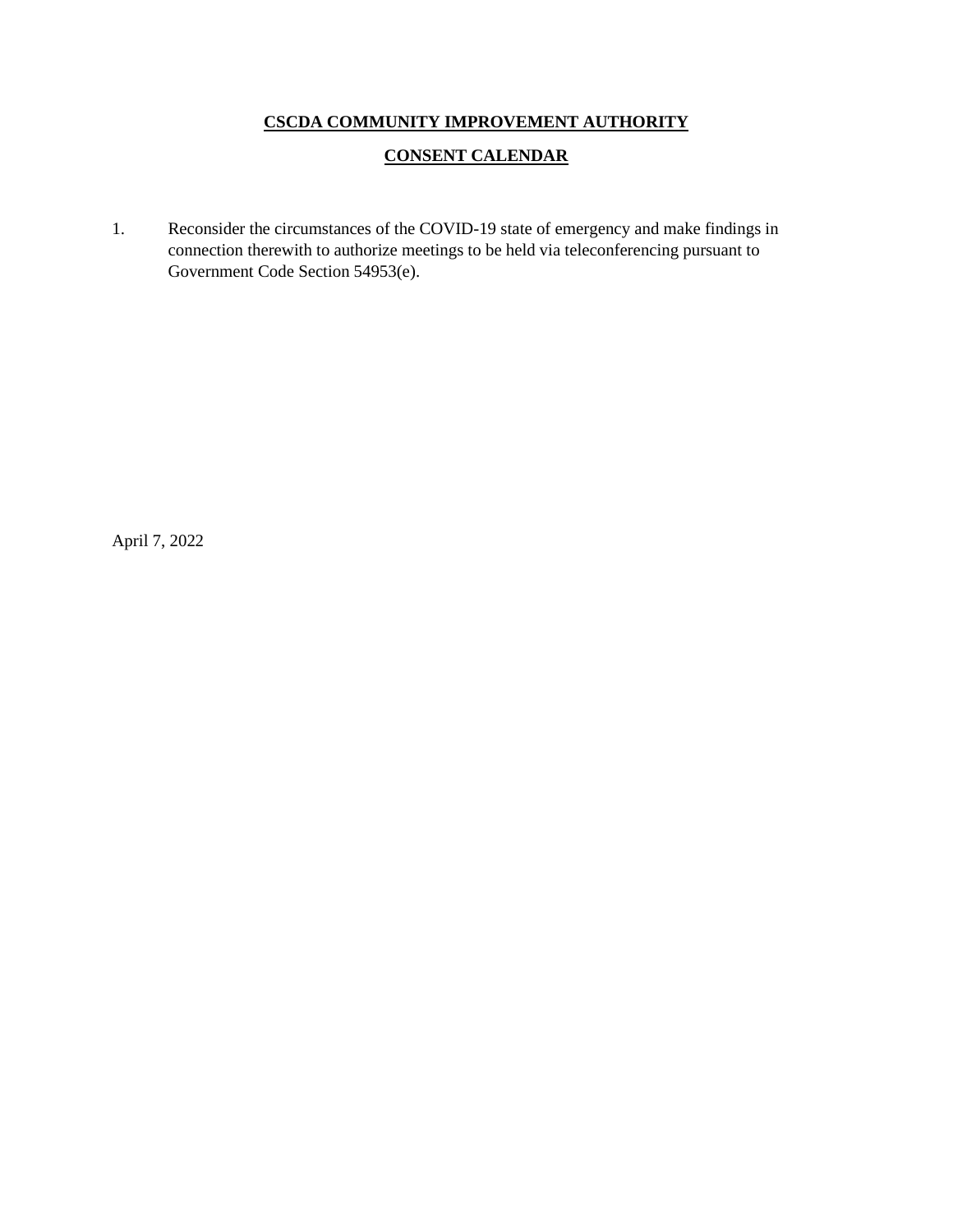**CSCDA COMMUNITY IMPROVEMENT AUTHORITY**

**CONSENT CALENDAR**

1. Reconsider the circumstances of the COVID-19 state of emergency and make findings in connection therewith to authorize meetings to be held via teleconferencing pursuant to Government Code Section 54953(e).

April 7, 2022